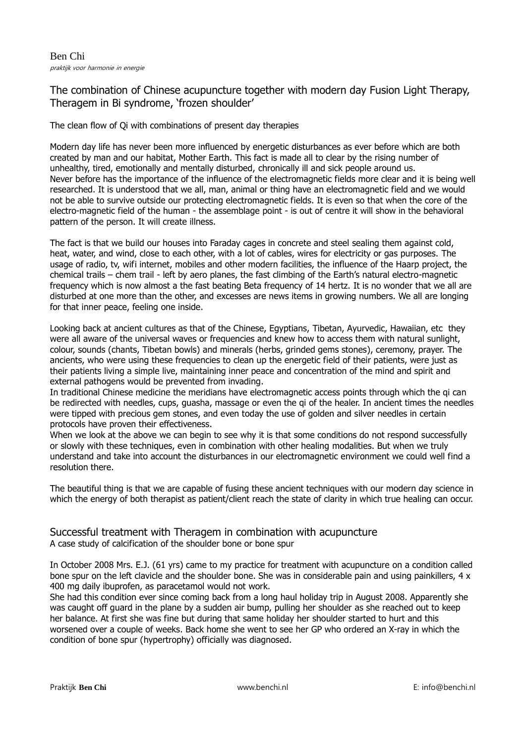Ben Chi
*praktijk voor harmonie in energie*

## The combination of Chinese acupuncture together with modern day Fusion Light Therapy, Theragem in Bi syndrome, 'frozen shoulder'

The clean flow of Qi with combinations of present day therapies

Modern day life has never been more influenced by energetic disturbances as ever before which are both created by man and our habitat, Mother Earth. This fact is made all to clear by the rising number of unhealthy, tired, emotionally and mentally disturbed, chronically ill and sick people around us.
Never before has the importance of the influence of the electromagnetic fields more clear and it is being well researched. It is understood that we all, man, animal or thing have an electromagnetic field and we would not be able to survive outside our protecting electromagnetic fields. It is even so that when the core of the electro-magnetic field of the human - the assemblage point - is out of centre it will show in the behavioral pattern of the person. It will create illness.

The fact is that we build our houses into Faraday cages in concrete and steel sealing them against cold, heat, water, and wind, close to each other, with a lot of cables, wires for electricity or gas purposes. The usage of radio, tv, wifi internet, mobiles and other modern facilities, the influence of the Haarp project, the chemical trails – chem trail - left by aero planes, the fast climbing of the Earth's natural electro-magnetic frequency which is now almost a the fast beating Beta frequency of 14 hertz. It is no wonder that we all are disturbed at one more than the other, and excesses are news items in growing numbers. We all are longing for that inner peace, feeling one inside.

Looking back at ancient cultures as that of the Chinese, Egyptians, Tibetan, Ayurvedic, Hawaiian, etc they were all aware of the universal waves or frequencies and knew how to access them with natural sunlight, colour, sounds (chants, Tibetan bowls) and minerals (herbs, grinded gems stones), ceremony, prayer. The ancients, who were using these frequencies to clean up the energetic field of their patients, were just as their patients living a simple live, maintaining inner peace and concentration of the mind and spirit and external pathogens would be prevented from invading.
In traditional Chinese medicine the meridians have electromagnetic access points through which the qi can be redirected with needles, cups, guasha, massage or even the qi of the healer. In ancient times the needles were tipped with precious gem stones, and even today the use of golden and silver needles in certain protocols have proven their effectiveness.
When we look at the above we can begin to see why it is that some conditions do not respond successfully or slowly with these techniques, even in combination with other healing modalities. But when we truly understand and take into account the disturbances in our electromagnetic environment we could well find a resolution there.

The beautiful thing is that we are capable of fusing these ancient techniques with our modern day science in which the energy of both therapist as patient/client reach the state of clarity in which true healing can occur.

## Successful treatment with Theragem in combination with acupuncture

A case study of calcification of the shoulder bone or bone spur

In October 2008 Mrs. E.J. (61 yrs) came to my practice for treatment with acupuncture on a condition called bone spur on the left clavicle and the shoulder bone. She was in considerable pain and using painkillers, 4 x 400 mg daily ibuprofen, as paracetamol would not work.
She had this condition ever since coming back from a long haul holiday trip in August 2008. Apparently she was caught off guard in the plane by a sudden air bump, pulling her shoulder as she reached out to keep her balance. At first she was fine but during that same holiday her shoulder started to hurt and this worsened over a couple of weeks. Back home she went to see her GP who ordered an X-ray in which the condition of bone spur (hypertrophy) officially was diagnosed.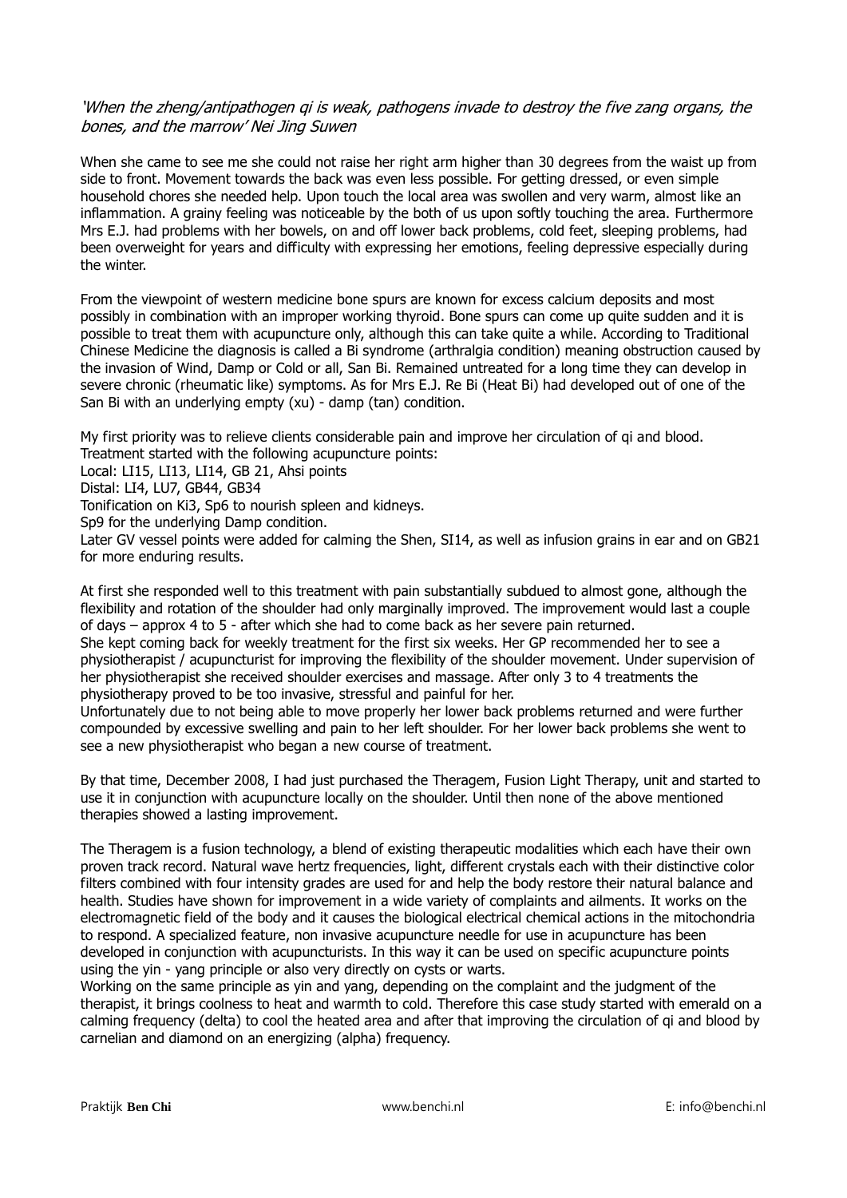*'When the zheng/antipathogen qi is weak, pathogens invade to destroy the five zang organs, the bones, and the marrow' Nei Jing Suwen*

When she came to see me she could not raise her right arm higher than 30 degrees from the waist up from side to front. Movement towards the back was even less possible. For getting dressed, or even simple household chores she needed help. Upon touch the local area was swollen and very warm, almost like an inflammation. A grainy feeling was noticeable by the both of us upon softly touching the area. Furthermore Mrs E.J. had problems with her bowels, on and off lower back problems, cold feet, sleeping problems, had been overweight for years and difficulty with expressing her emotions, feeling depressive especially during the winter.

From the viewpoint of western medicine bone spurs are known for excess calcium deposits and most possibly in combination with an improper working thyroid. Bone spurs can come up quite sudden and it is possible to treat them with acupuncture only, although this can take quite a while. According to Traditional Chinese Medicine the diagnosis is called a Bi syndrome (arthralgia condition) meaning obstruction caused by the invasion of Wind, Damp or Cold or all, San Bi. Remained untreated for a long time they can develop in severe chronic (rheumatic like) symptoms. As for Mrs E.J. Re Bi (Heat Bi) had developed out of one of the San Bi with an underlying empty (xu) - damp (tan) condition.

My first priority was to relieve clients considerable pain and improve her circulation of qi and blood.
Treatment started with the following acupuncture points:
Local: LI15, LI13, LI14, GB 21, Ahsi points
Distal: LI4, LU7, GB44, GB34
Tonification on Ki3, Sp6 to nourish spleen and kidneys.
Sp9 for the underlying Damp condition.
Later GV vessel points were added for calming the Shen, SI14, as well as infusion grains in ear and on GB21 for more enduring results.

At first she responded well to this treatment with pain substantially subdued to almost gone, although the flexibility and rotation of the shoulder had only marginally improved. The improvement would last a couple of days – approx 4 to 5 - after which she had to come back as her severe pain returned.
She kept coming back for weekly treatment for the first six weeks. Her GP recommended her to see a physiotherapist / acupuncturist for improving the flexibility of the shoulder movement. Under supervision of her physiotherapist she received shoulder exercises and massage. After only 3 to 4 treatments the physiotherapy proved to be too invasive, stressful and painful for her.
Unfortunately due to not being able to move properly her lower back problems returned and were further compounded by excessive swelling and pain to her left shoulder. For her lower back problems she went to see a new physiotherapist who began a new course of treatment.

By that time, December 2008, I had just purchased the Theragem, Fusion Light Therapy, unit and started to use it in conjunction with acupuncture locally on the shoulder. Until then none of the above mentioned therapies showed a lasting improvement.

The Theragem is a fusion technology, a blend of existing therapeutic modalities which each have their own proven track record. Natural wave hertz frequencies, light, different crystals each with their distinctive color filters combined with four intensity grades are used for and help the body restore their natural balance and health. Studies have shown for improvement in a wide variety of complaints and ailments. It works on the electromagnetic field of the body and it causes the biological electrical chemical actions in the mitochondria to respond. A specialized feature, non invasive acupuncture needle for use in acupuncture has been developed in conjunction with acupuncturists. In this way it can be used on specific acupuncture points using the yin - yang principle or also very directly on cysts or warts.
Working on the same principle as yin and yang, depending on the complaint and the judgment of the therapist, it brings coolness to heat and warmth to cold. Therefore this case study started with emerald on a calming frequency (delta) to cool the heated area and after that improving the circulation of qi and blood by carnelian and diamond on an energizing (alpha) frequency.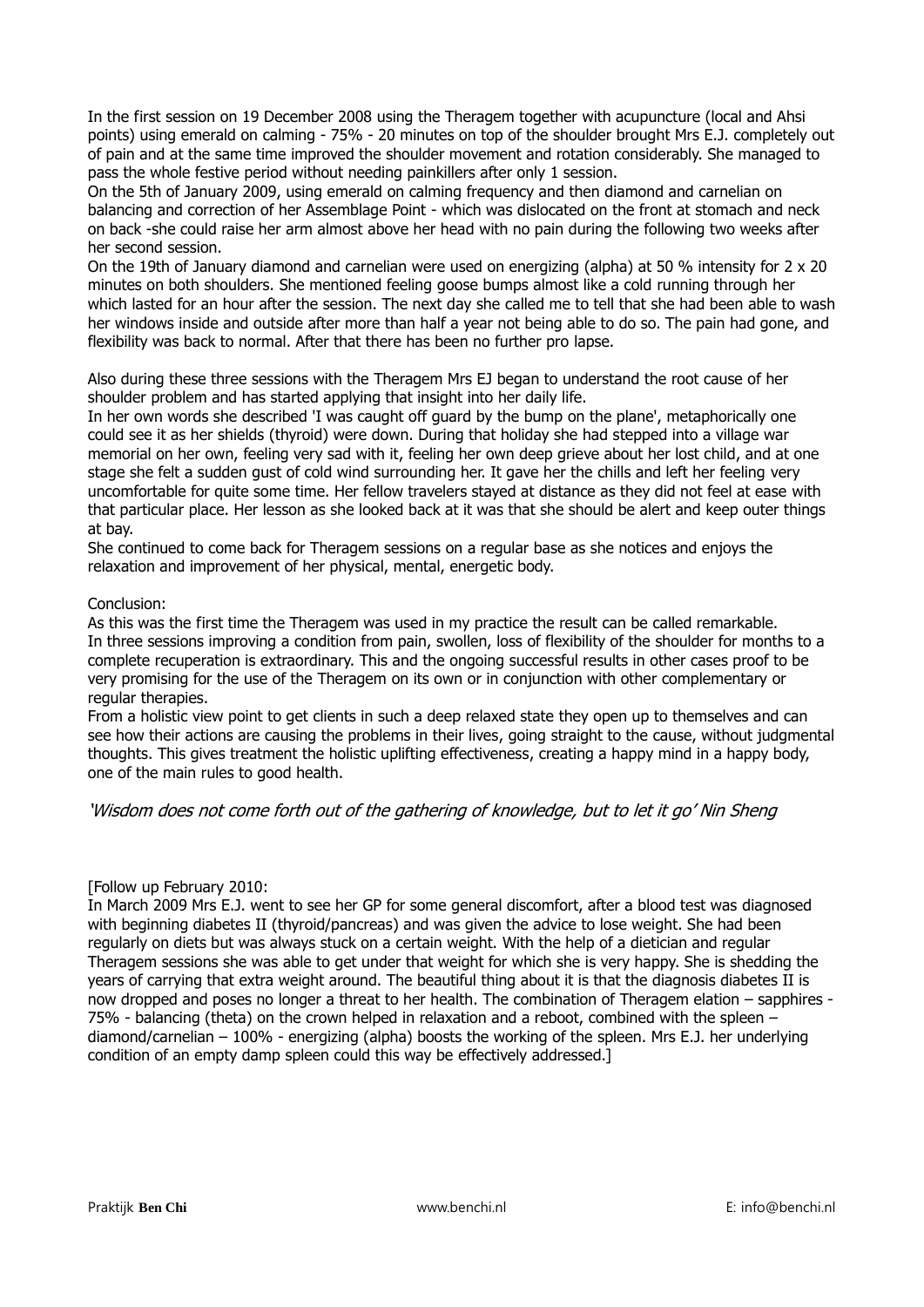In the first session on 19 December 2008 using the Theragem together with acupuncture (local and Ahsi points) using emerald on calming - 75% - 20 minutes on top of the shoulder brought Mrs E.J. completely out of pain and at the same time improved the shoulder movement and rotation considerably. She managed to pass the whole festive period without needing painkillers after only 1 session.
On the 5th of January 2009, using emerald on calming frequency and then diamond and carnelian on balancing and correction of her Assemblage Point - which was dislocated on the front at stomach and neck on back -she could raise her arm almost above her head with no pain during the following two weeks after her second session.
On the 19th of January diamond and carnelian were used on energizing (alpha) at 50 % intensity for 2 x 20 minutes on both shoulders. She mentioned feeling goose bumps almost like a cold running through her which lasted for an hour after the session. The next day she called me to tell that she had been able to wash her windows inside and outside after more than half a year not being able to do so. The pain had gone, and flexibility was back to normal. After that there has been no further pro lapse.

Also during these three sessions with the Theragem Mrs EJ began to understand the root cause of her shoulder problem and has started applying that insight into her daily life.
In her own words she described 'I was caught off guard by the bump on the plane', metaphorically one could see it as her shields (thyroid) were down. During that holiday she had stepped into a village war memorial on her own, feeling very sad with it, feeling her own deep grieve about her lost child, and at one stage she felt a sudden gust of cold wind surrounding her. It gave her the chills and left her feeling very uncomfortable for quite some time. Her fellow travelers stayed at distance as they did not feel at ease with that particular place. Her lesson as she looked back at it was that she should be alert and keep outer things at bay.
She continued to come back for Theragem sessions on a regular base as she notices and enjoys the relaxation and improvement of her physical, mental, energetic body.

Conclusion:
As this was the first time the Theragem was used in my practice the result can be called remarkable. In three sessions improving a condition from pain, swollen, loss of flexibility of the shoulder for months to a complete recuperation is extraordinary. This and the ongoing successful results in other cases proof to be very promising for the use of the Theragem on its own or in conjunction with other complementary or regular therapies.
From a holistic view point to get clients in such a deep relaxed state they open up to themselves and can see how their actions are causing the problems in their lives, going straight to the cause, without judgmental thoughts. This gives treatment the holistic uplifting effectiveness, creating a happy mind in a happy body, one of the main rules to good health.

*'Wisdom does not come forth out of the gathering of knowledge, but to let it go' Nin Sheng*

[Follow up February 2010:
In March 2009 Mrs E.J. went to see her GP for some general discomfort, after a blood test was diagnosed with beginning diabetes II (thyroid/pancreas) and was given the advice to lose weight. She had been regularly on diets but was always stuck on a certain weight. With the help of a dietician and regular Theragem sessions she was able to get under that weight for which she is very happy. She is shedding the years of carrying that extra weight around. The beautiful thing about it is that the diagnosis diabetes II is now dropped and poses no longer a threat to her health. The combination of Theragem elation – sapphires - 75% - balancing (theta) on the crown helped in relaxation and a reboot, combined with the spleen – diamond/carnelian – 100% - energizing (alpha) boosts the working of the spleen. Mrs E.J. her underlying condition of an empty damp spleen could this way be effectively addressed.]